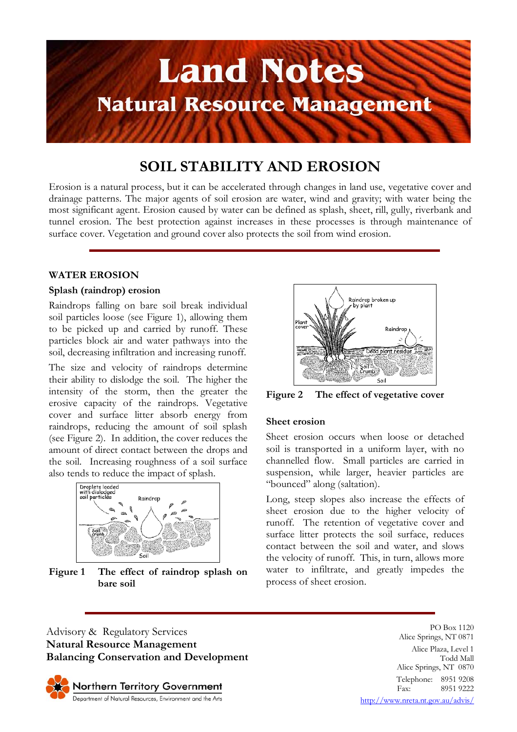# Land Notes

## Natural Resource Management

# SOIL STABILITY AND EROSION

Erosion is a natural process, but it can be accelerated through changes in land use, vegetative cover and drainage patterns. The major agents of soil erosion are water, wind and gravity; with water being the most significant agent. Erosion caused by water can be defined as splash, sheet, rill, gully, riverbank and tunnel erosion. The best protection against increases in these processes is through maintenance of surface cover. Vegetation and ground cover also protects the soil from wind erosion.

## WATER EROSION

### Splash (raindrop) erosion

Raindrops falling on bare soil break individual soil particles loose (see Figure 1), allowing them to be picked up and carried by runoff. These particles block air and water pathways into the soil, decreasing infiltration and increasing runoff.

The size and velocity of raindrops determine their ability to dislodge the soil. The higher the intensity of the storm, then the greater the erosive capacity of the raindrops. Vegetative cover and surface litter absorb energy from raindrops, reducing the amount of soil splash (see Figure 2). In addition, the cover reduces the amount of direct contact between the drops and the soil. Increasing roughness of a soil surface also tends to reduce the impact of splash.

**Figure 1 The effect of raindrop splash on bare soil**

**Figure 2 The effect of vegetative cover**

### Sheet erosion

Sheet erosion occurs when loose or detached soil is transported in a uniform layer, with no channelled flow. Small particles are carried in suspension, while larger, heavier particles are "bounced" along (saltation).

Long, steep slopes also increase the effects of sheet erosion due to the higher velocity of runoff. The retention of vegetative cover and surface litter protects the soil surface, reduces contact between the soil and water, and slows the velocity of runoff. This, in turn, allows more water to infiltrate, and greatly impedes the process of sheet erosion.

Advisory & Regulatory Services
**Natural Resource Management**
**Balancing Conservation and Development**

Northern Territory Government
Department of Natural Resources, Environment and the Arts

PO Box 1120
Alice Springs, NT 0871

Alice Plaza, Level 1
Todd Mall
Alice Springs, NT 0870

Telephone: 8951 9208
Fax: 8951 9222

http://www.nreta.nt.gov.au/advis/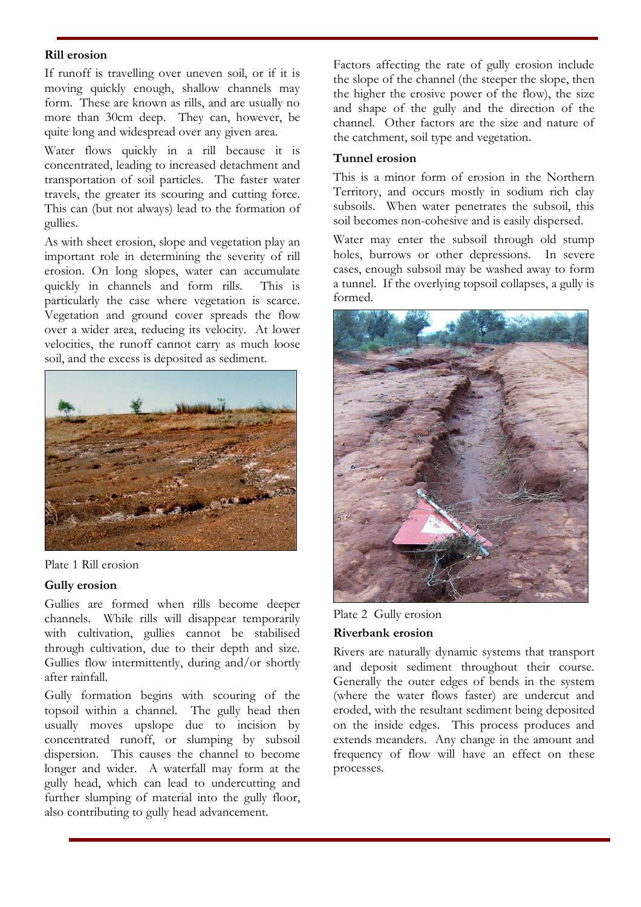**Rill erosion**

If runoff is travelling over uneven soil, or if it is moving quickly enough, shallow channels may form. These are known as rills, and are usually no more than 30cm deep. They can, however, be quite long and widespread over any given area.

Water flows quickly in a rill because it is concentrated, leading to increased detachment and transportation of soil particles. The faster water travels, the greater its scouring and cutting force. This can (but not always) lead to the formation of gullies.

As with sheet erosion, slope and vegetation play an important role in determining the severity of rill erosion. On long slopes, water can accumulate quickly in channels and form rills. This is particularly the case where vegetation is scarce. Vegetation and ground cover spreads the flow over a wider area, reducing its velocity. At lower velocities, the runoff cannot carry as much loose soil, and the excess is deposited as sediment.

Plate 1 Rill erosion

**Gully erosion**

Gullies are formed when rills become deeper channels. While rills will disappear temporarily with cultivation, gullies cannot be stabilised through cultivation, due to their depth and size. Gullies flow intermittently, during and/or shortly after rainfall.

Gully formation begins with scouring of the topsoil within a channel. The gully head then usually moves upslope due to incision by concentrated runoff, or slumping by subsoil dispersion. This causes the channel to become longer and wider. A waterfall may form at the gully head, which can lead to undercutting and further slumping of material into the gully floor, also contributing to gully head advancement.

Factors affecting the rate of gully erosion include the slope of the channel (the steeper the slope, then the higher the erosive power of the flow), the size and shape of the gully and the direction of the channel. Other factors are the size and nature of the catchment, soil type and vegetation.

**Tunnel erosion**

This is a minor form of erosion in the Northern Territory, and occurs mostly in sodium rich clay subsoils. When water penetrates the subsoil, this soil becomes non-cohesive and is easily dispersed.

Water may enter the subsoil through old stump holes, burrows or other depressions. In severe cases, enough subsoil may be washed away to form a tunnel. If the overlying topsoil collapses, a gully is formed.

Plate 2 Gully erosion

**Riverbank erosion**

Rivers are naturally dynamic systems that transport and deposit sediment throughout their course. Generally the outer edges of bends in the system (where the water flows faster) are undercut and eroded, with the resultant sediment being deposited on the inside edges. This process produces and extends meanders. Any change in the amount and frequency of flow will have an effect on these processes.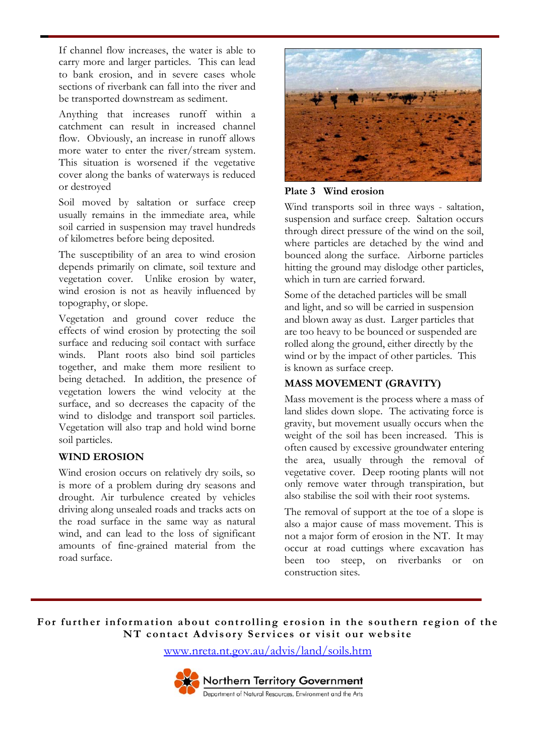If channel flow increases, the water is able to carry more and larger particles. This can lead to bank erosion, and in severe cases whole sections of riverbank can fall into the river and be transported downstream as sediment.

Anything that increases runoff within a catchment can result in increased channel flow. Obviously, an increase in runoff allows more water to enter the river/stream system. This situation is worsened if the vegetative cover along the banks of waterways is reduced or destroyed

Soil moved by saltation or surface creep usually remains in the immediate area, while soil carried in suspension may travel hundreds of kilometres before being deposited.

The susceptibility of an area to wind erosion depends primarily on climate, soil texture and vegetation cover. Unlike erosion by water, wind erosion is not as heavily influenced by topography, or slope.

Vegetation and ground cover reduce the effects of wind erosion by protecting the soil surface and reducing soil contact with surface winds. Plant roots also bind soil particles together, and make them more resilient to being detached. In addition, the presence of vegetation lowers the wind velocity at the surface, and so decreases the capacity of the wind to dislodge and transport soil particles. Vegetation will also trap and hold wind borne soil particles.

## WIND EROSION

Wind erosion occurs on relatively dry soils, so is more of a problem during dry seasons and drought. Air turbulence created by vehicles driving along unsealed roads and tracks acts on the road surface in the same way as natural wind, and can lead to the loss of significant amounts of fine-grained material from the road surface.

**Plate 3 Wind erosion**

Wind transports soil in three ways - saltation, suspension and surface creep. Saltation occurs through direct pressure of the wind on the soil, where particles are detached by the wind and bounced along the surface. Airborne particles hitting the ground may dislodge other particles, which in turn are carried forward.

Some of the detached particles will be small and light, and so will be carried in suspension and blown away as dust. Larger particles that are too heavy to be bounced or suspended are rolled along the ground, either directly by the wind or by the impact of other particles. This is known as surface creep.

## MASS MOVEMENT (GRAVITY)

Mass movement is the process where a mass of land slides down slope. The activating force is gravity, but movement usually occurs when the weight of the soil has been increased. This is often caused by excessive groundwater entering the area, usually through the removal of vegetative cover. Deep rooting plants will not only remove water through transpiration, but also stabilise the soil with their root systems.

The removal of support at the toe of a slope is also a major cause of mass movement. This is not a major form of erosion in the NT. It may occur at road cuttings where excavation has been too steep, on riverbanks or on construction sites.

**For further information about controlling erosion in the southern region of the NT contact Advisory Services or visit our website**

www.nreta.nt.gov.au/advis/land/soils.htm

Northern Territory Government
Department of Natural Resources, Environment and the Arts